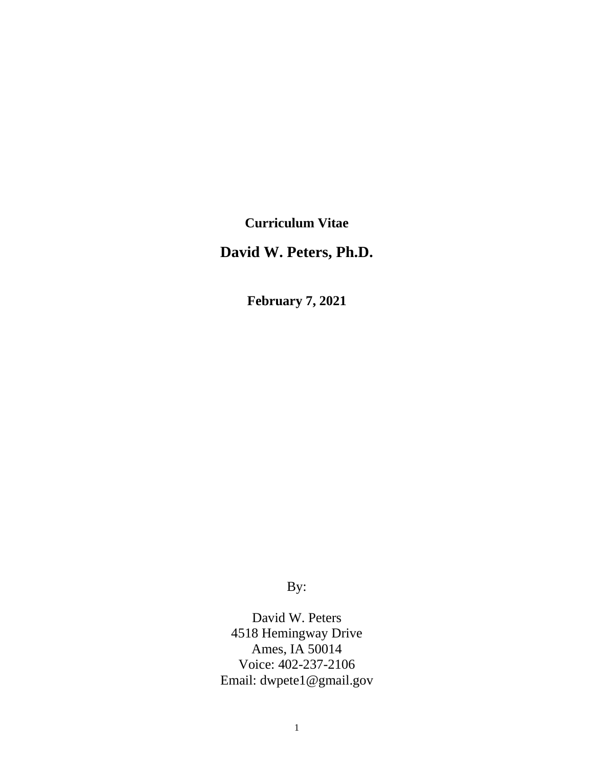**Curriculum Vitae**

# David W. Peters, Ph.D.

**February 7, 2021**

By:

David W. Peters
4518 Hemingway Drive
Ames, IA 50014
Voice: 402-237-2106
Email: dwpete1@gmail.gov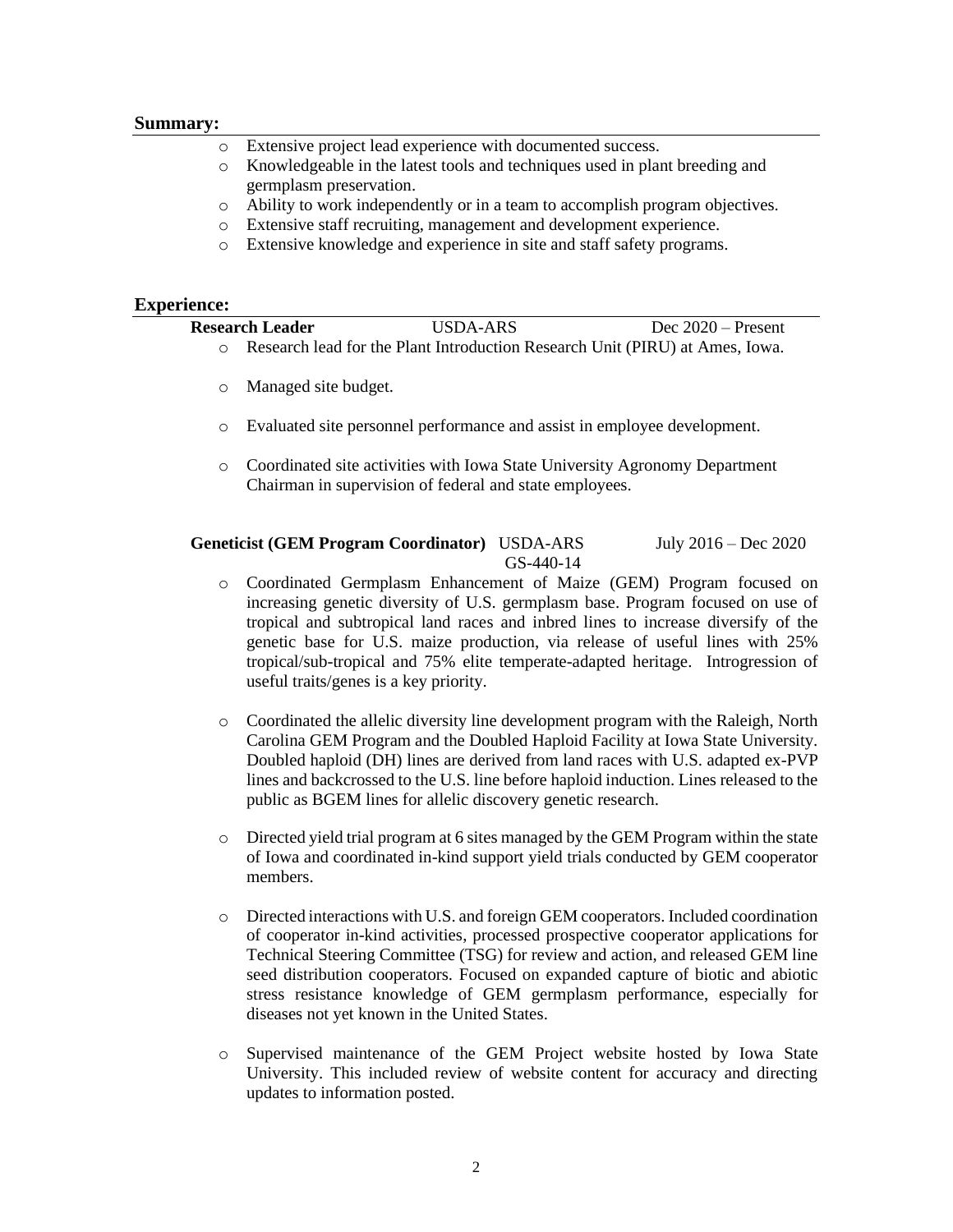## Summary:

- Extensive project lead experience with documented success.
- Knowledgeable in the latest tools and techniques used in plant breeding and germplasm preservation.
- Ability to work independently or in a team to accomplish program objectives.
- Extensive staff recruiting, management and development experience.
- Extensive knowledge and experience in site and staff safety programs.

## Experience:

**Research Leader** USDA-ARS Dec 2020 – Present

- Research lead for the Plant Introduction Research Unit (PIRU) at Ames, Iowa.
- Managed site budget.
- Evaluated site personnel performance and assist in employee development.
- Coordinated site activities with Iowa State University Agronomy Department Chairman in supervision of federal and state employees.

**Geneticist (GEM Program Coordinator)** USDA-ARS GS-440-14 July 2016 – Dec 2020

- Coordinated Germplasm Enhancement of Maize (GEM) Program focused on increasing genetic diversity of U.S. germplasm base. Program focused on use of tropical and subtropical land races and inbred lines to increase diversify of the genetic base for U.S. maize production, via release of useful lines with 25% tropical/sub-tropical and 75% elite temperate-adapted heritage. Introgression of useful traits/genes is a key priority.
- Coordinated the allelic diversity line development program with the Raleigh, North Carolina GEM Program and the Doubled Haploid Facility at Iowa State University. Doubled haploid (DH) lines are derived from land races with U.S. adapted ex-PVP lines and backcrossed to the U.S. line before haploid induction. Lines released to the public as BGEM lines for allelic discovery genetic research.
- Directed yield trial program at 6 sites managed by the GEM Program within the state of Iowa and coordinated in-kind support yield trials conducted by GEM cooperator members.
- Directed interactions with U.S. and foreign GEM cooperators. Included coordination of cooperator in-kind activities, processed prospective cooperator applications for Technical Steering Committee (TSG) for review and action, and released GEM line seed distribution cooperators. Focused on expanded capture of biotic and abiotic stress resistance knowledge of GEM germplasm performance, especially for diseases not yet known in the United States.
- Supervised maintenance of the GEM Project website hosted by Iowa State University. This included review of website content for accuracy and directing updates to information posted.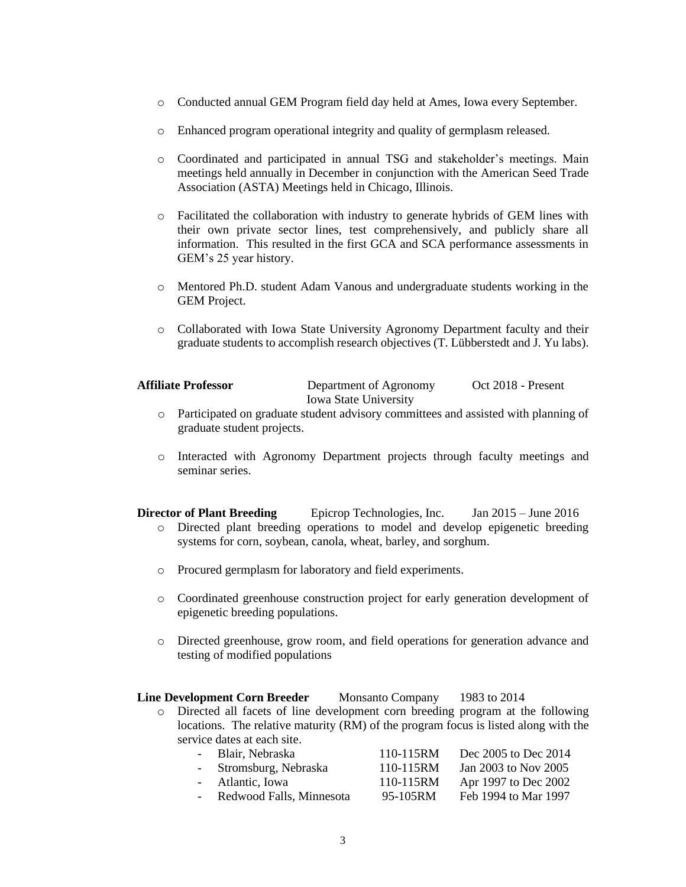- Conducted annual GEM Program field day held at Ames, Iowa every September.
- Enhanced program operational integrity and quality of germplasm released.
- Coordinated and participated in annual TSG and stakeholder's meetings. Main meetings held annually in December in conjunction with the American Seed Trade Association (ASTA) Meetings held in Chicago, Illinois.
- Facilitated the collaboration with industry to generate hybrids of GEM lines with their own private sector lines, test comprehensively, and publicly share all information. This resulted in the first GCA and SCA performance assessments in GEM's 25 year history.
- Mentored Ph.D. student Adam Vanous and undergraduate students working in the GEM Project.
- Collaborated with Iowa State University Agronomy Department faculty and their graduate students to accomplish research objectives (T. Lübberstedt and J. Yu labs).

**Affiliate Professor** — Department of Agronomy, Iowa State University — Oct 2018 - Present

- Participated on graduate student advisory committees and assisted with planning of graduate student projects.
- Interacted with Agronomy Department projects through faculty meetings and seminar series.

**Director of Plant Breeding** — Epicrop Technologies, Inc. — Jan 2015 – June 2016

- Directed plant breeding operations to model and develop epigenetic breeding systems for corn, soybean, canola, wheat, barley, and sorghum.
- Procured germplasm for laboratory and field experiments.
- Coordinated greenhouse construction project for early generation development of epigenetic breeding populations.
- Directed greenhouse, grow room, and field operations for generation advance and testing of modified populations

**Line Development Corn Breeder** — Monsanto Company — 1983 to 2014

- Directed all facets of line development corn breeding program at the following locations. The relative maturity (RM) of the program focus is listed along with the service dates at each site.
  - Blair, Nebraska — 110-115RM — Dec 2005 to Dec 2014
  - Stromsburg, Nebraska — 110-115RM — Jan 2003 to Nov 2005
  - Atlantic, Iowa — 110-115RM — Apr 1997 to Dec 2002
  - Redwood Falls, Minnesota — 95-105RM — Feb 1994 to Mar 1997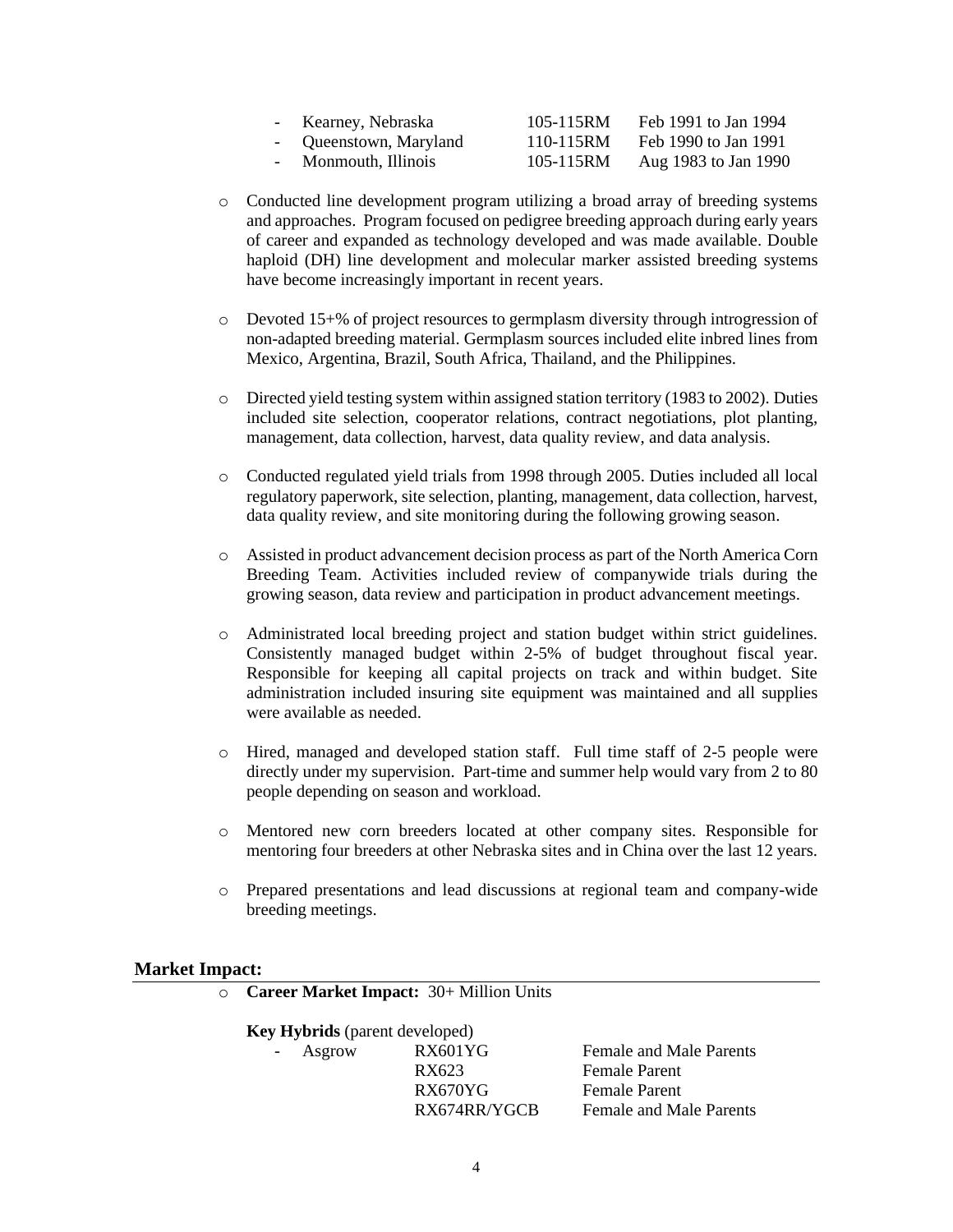| | | |
|---|---|---|
| - Kearney, Nebraska | 105-115RM | Feb 1991 to Jan 1994 |
| - Queenstown, Maryland | 110-115RM | Feb 1990 to Jan 1991 |
| - Monmouth, Illinois | 105-115RM | Aug 1983 to Jan 1990 |

- Conducted line development program utilizing a broad array of breeding systems and approaches. Program focused on pedigree breeding approach during early years of career and expanded as technology developed and was made available. Double haploid (DH) line development and molecular marker assisted breeding systems have become increasingly important in recent years.

- Devoted 15+% of project resources to germplasm diversity through introgression of non-adapted breeding material. Germplasm sources included elite inbred lines from Mexico, Argentina, Brazil, South Africa, Thailand, and the Philippines.

- Directed yield testing system within assigned station territory (1983 to 2002). Duties included site selection, cooperator relations, contract negotiations, plot planting, management, data collection, harvest, data quality review, and data analysis.

- Conducted regulated yield trials from 1998 through 2005. Duties included all local regulatory paperwork, site selection, planting, management, data collection, harvest, data quality review, and site monitoring during the following growing season.

- Assisted in product advancement decision process as part of the North America Corn Breeding Team. Activities included review of companywide trials during the growing season, data review and participation in product advancement meetings.

- Administrated local breeding project and station budget within strict guidelines. Consistently managed budget within 2-5% of budget throughout fiscal year. Responsible for keeping all capital projects on track and within budget. Site administration included insuring site equipment was maintained and all supplies were available as needed.

- Hired, managed and developed station staff. Full time staff of 2-5 people were directly under my supervision. Part-time and summer help would vary from 2 to 80 people depending on season and workload.

- Mentored new corn breeders located at other company sites. Responsible for mentoring four breeders at other Nebraska sites and in China over the last 12 years.

- Prepared presentations and lead discussions at regional team and company-wide breeding meetings.

## Market Impact:

- **Career Market Impact:** 30+ Million Units

  **Key Hybrids** (parent developed)

| | | |
|---|---|---|
| - Asgrow | RX601YG | Female and Male Parents |
| | RX623 | Female Parent |
| | RX670YG | Female Parent |
| | RX674RR/YGCB | Female and Male Parents |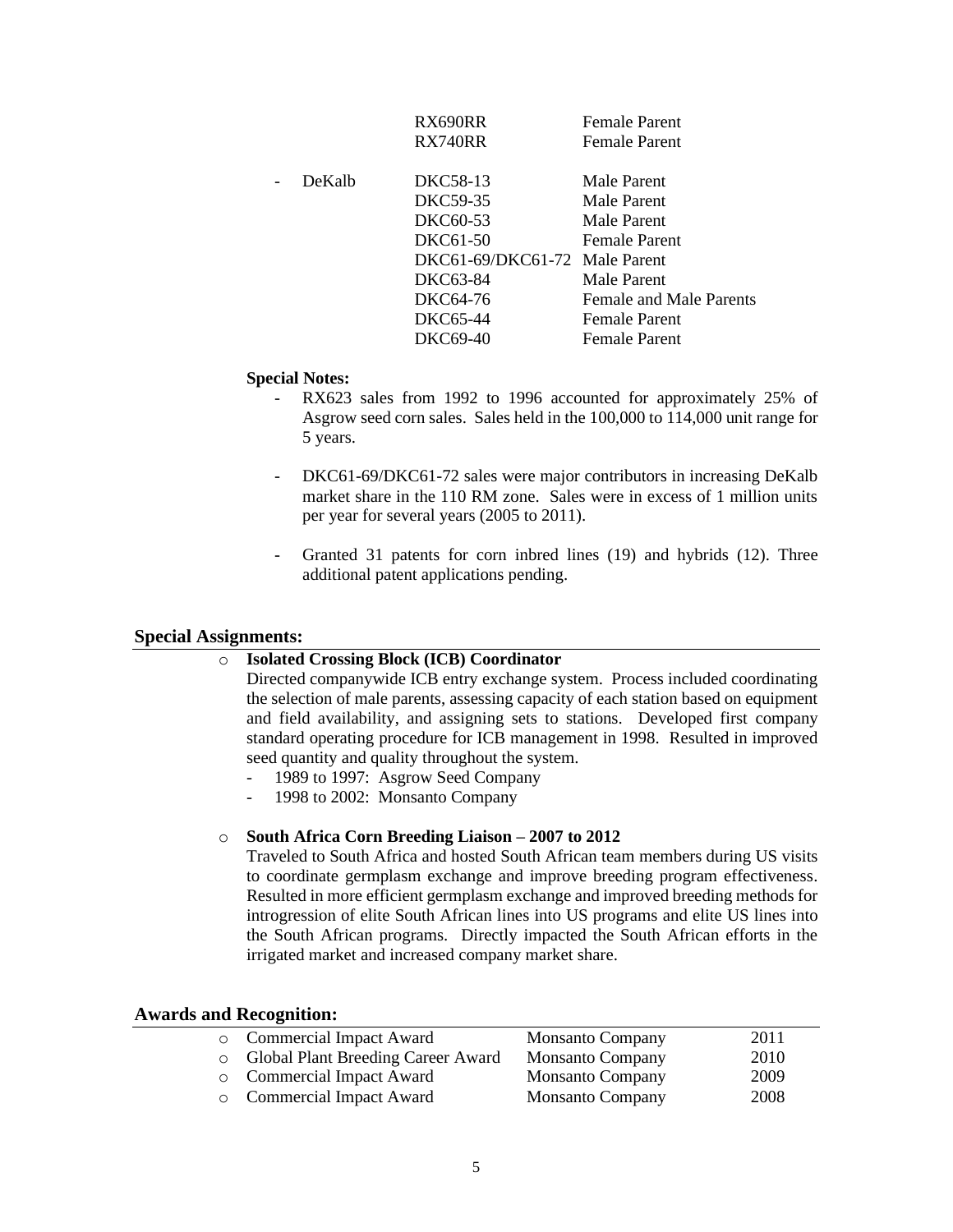| | | |
|---|---|---|
| | RX690RR | Female Parent |
| | RX740RR | Female Parent |
| - DeKalb | DKC58-13 | Male Parent |
| | DKC59-35 | Male Parent |
| | DKC60-53 | Male Parent |
| | DKC61-50 | Female Parent |
| | DKC61-69/DKC61-72 | Male Parent |
| | DKC63-84 | Male Parent |
| | DKC64-76 | Female and Male Parents |
| | DKC65-44 | Female Parent |
| | DKC69-40 | Female Parent |

**Special Notes:**

- RX623 sales from 1992 to 1996 accounted for approximately 25% of Asgrow seed corn sales. Sales held in the 100,000 to 114,000 unit range for 5 years.

- DKC61-69/DKC61-72 sales were major contributors in increasing DeKalb market share in the 110 RM zone. Sales were in excess of 1 million units per year for several years (2005 to 2011).

- Granted 31 patents for corn inbred lines (19) and hybrids (12). Three additional patent applications pending.

## Special Assignments:

- **Isolated Crossing Block (ICB) Coordinator**
  Directed companywide ICB entry exchange system. Process included coordinating the selection of male parents, assessing capacity of each station based on equipment and field availability, and assigning sets to stations. Developed first company standard operating procedure for ICB management in 1998. Resulted in improved seed quantity and quality throughout the system.
  - 1989 to 1997: Asgrow Seed Company
  - 1998 to 2002: Monsanto Company

- **South Africa Corn Breeding Liaison – 2007 to 2012**
  Traveled to South Africa and hosted South African team members during US visits to coordinate germplasm exchange and improve breeding program effectiveness. Resulted in more efficient germplasm exchange and improved breeding methods for introgression of elite South African lines into US programs and elite US lines into the South African programs. Directly impacted the South African efforts in the irrigated market and increased company market share.

## Awards and Recognition:

| Award | Organization | Year |
|---|---|---|
| Commercial Impact Award | Monsanto Company | 2011 |
| Global Plant Breeding Career Award | Monsanto Company | 2010 |
| Commercial Impact Award | Monsanto Company | 2009 |
| Commercial Impact Award | Monsanto Company | 2008 |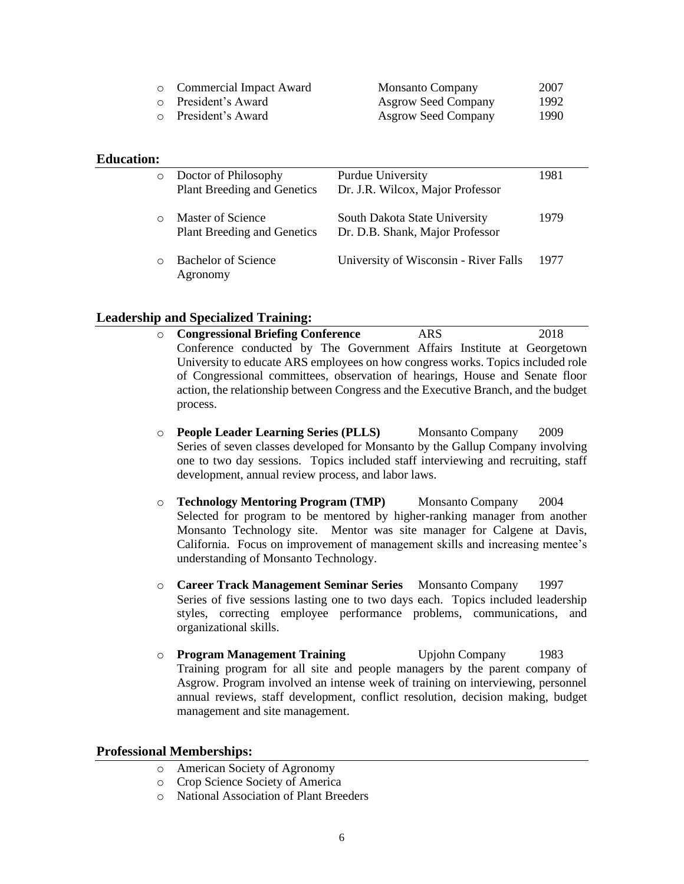- Commercial Impact Award — Monsanto Company — 2007
- President's Award — Asgrow Seed Company — 1992
- President's Award — Asgrow Seed Company — 1990

## Education:

- Doctor of Philosophy, Plant Breeding and Genetics — Purdue University, Dr. J.R. Wilcox, Major Professor — 1981
- Master of Science, Plant Breeding and Genetics — South Dakota State University, Dr. D.B. Shank, Major Professor — 1979
- Bachelor of Science, Agronomy — University of Wisconsin - River Falls — 1977

## Leadership and Specialized Training:

- **Congressional Briefing Conference** — ARS — 2018
  Conference conducted by The Government Affairs Institute at Georgetown University to educate ARS employees on how congress works. Topics included role of Congressional committees, observation of hearings, House and Senate floor action, the relationship between Congress and the Executive Branch, and the budget process.

- **People Leader Learning Series (PLLS)** — Monsanto Company — 2009
  Series of seven classes developed for Monsanto by the Gallup Company involving one to two day sessions. Topics included staff interviewing and recruiting, staff development, annual review process, and labor laws.

- **Technology Mentoring Program (TMP)** — Monsanto Company — 2004
  Selected for program to be mentored by higher-ranking manager from another Monsanto Technology site. Mentor was site manager for Calgene at Davis, California. Focus on improvement of management skills and increasing mentee's understanding of Monsanto Technology.

- **Career Track Management Seminar Series** — Monsanto Company — 1997
  Series of five sessions lasting one to two days each. Topics included leadership styles, correcting employee performance problems, communications, and organizational skills.

- **Program Management Training** — Upjohn Company — 1983
  Training program for all site and people managers by the parent company of Asgrow. Program involved an intense week of training on interviewing, personnel annual reviews, staff development, conflict resolution, decision making, budget management and site management.

## Professional Memberships:

- American Society of Agronomy
- Crop Science Society of America
- National Association of Plant Breeders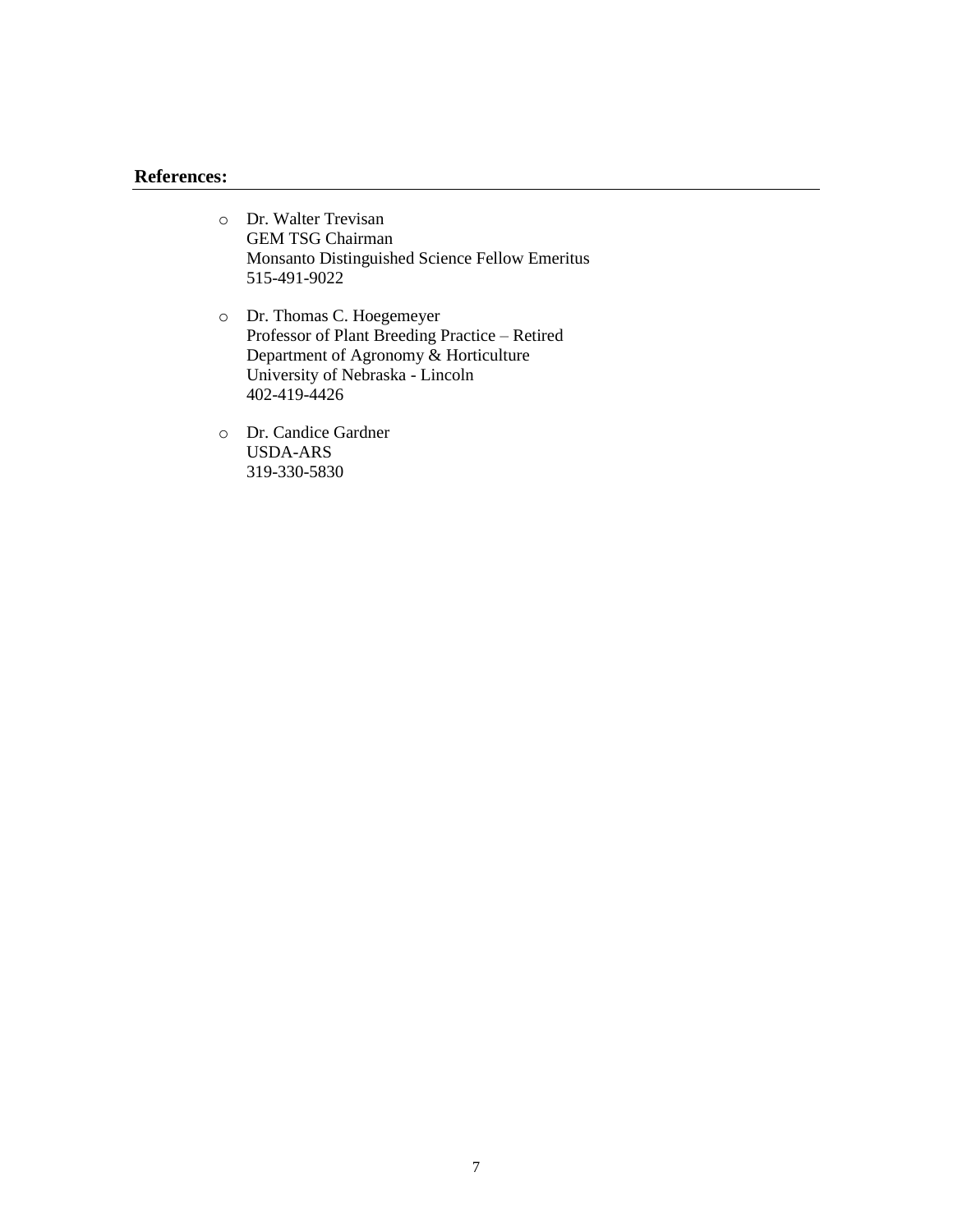**References:**

- Dr. Walter Trevisan
  GEM TSG Chairman
  Monsanto Distinguished Science Fellow Emeritus
  515-491-9022

- Dr. Thomas C. Hoegemeyer
  Professor of Plant Breeding Practice – Retired
  Department of Agronomy & Horticulture
  University of Nebraska - Lincoln
  402-419-4426

- Dr. Candice Gardner
  USDA-ARS
  319-330-5830